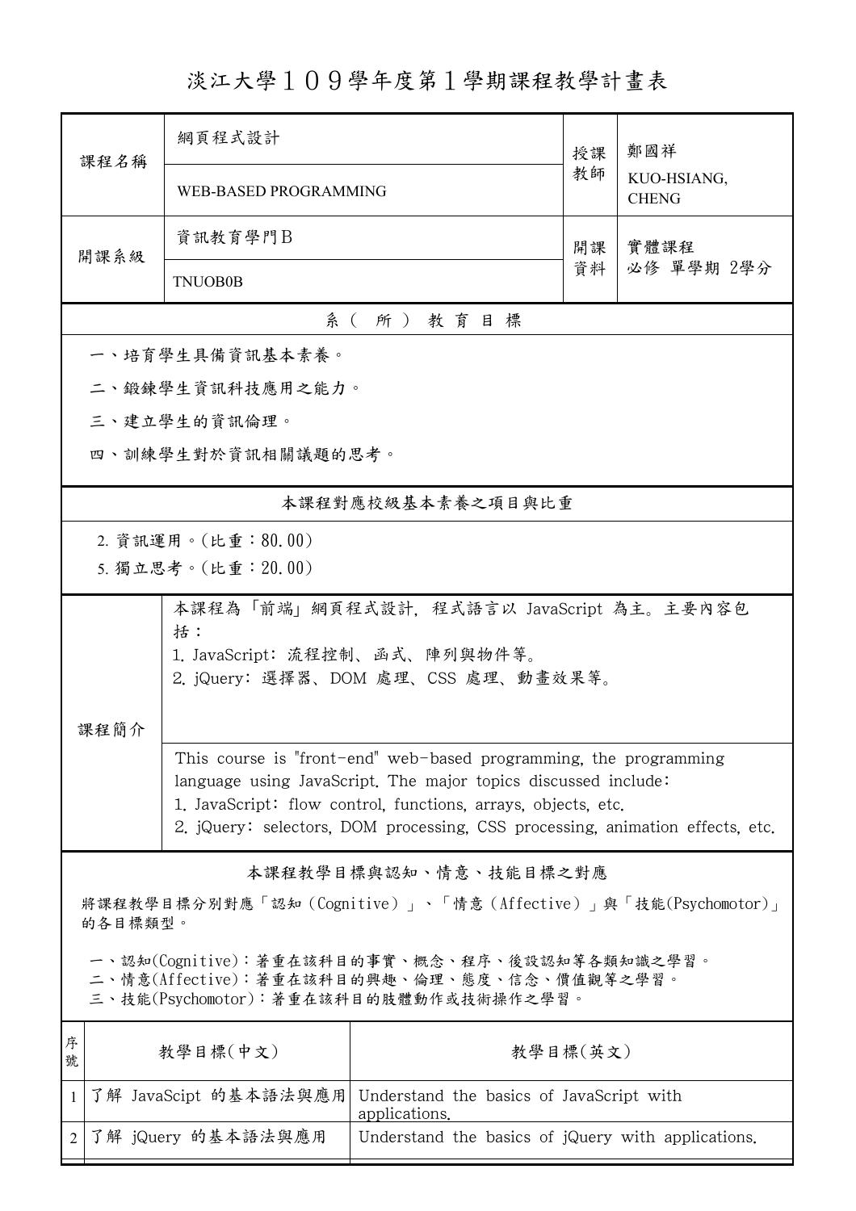# 淡江大學１０９學年度第１學期課程教學計畫表

| | | | |
|---|---|---|---|
| 課程名稱 | 網頁程式設計<br>WEB-BASED PROGRAMMING | 授課教師 | 鄭國祥<br>KUO-HSIANG, CHENG |
| 開課系級 | 資訊教育學門Ｂ<br>TNUOB0B | 開課資料 | 實體課程<br>必修 單學期 2學分 |

## 系（所）教育目標

一、培育學生具備資訊基本素養。

二、鍛鍊學生資訊科技應用之能力。

三、建立學生的資訊倫理。

四、訓練學生對於資訊相關議題的思考。

## 本課程對應校級基本素養之項目與比重

2. 資訊運用。(比重：80.00)

5. 獨立思考。(比重：20.00)

## 課程簡介

本課程為「前端」網頁程式設計，程式語言以 JavaScript 為主。主要內容包括：
1. JavaScript：流程控制、函式、陣列與物件等。
2. jQuery：選擇器、DOM 處理、CSS 處理、動畫效果等。

This course is "front-end" web-based programming, the programming language using JavaScript. The major topics discussed include:
1. JavaScript: flow control, functions, arrays, objects, etc.
2. jQuery: selectors, DOM processing, CSS processing, animation effects, etc.

## 本課程教學目標與認知、情意、技能目標之對應

將課程教學目標分別對應「認知（Cognitive）」、「情意（Affective）」與「技能(Psychomotor)」的各目標類型。

一、認知(Cognitive)：著重在該科目的事實、概念、程序、後設認知等各類知識之學習。
二、情意(Affective)：著重在該科目的興趣、倫理、態度、信念、價值觀等之學習。
三、技能(Psychomotor)：著重在該科目的肢體動作或技術操作之學習。

| 序號 | 教學目標(中文) | 教學目標(英文) |
|---|---|---|
| 1 | 了解 JavaScipt 的基本語法與應用 | Understand the basics of JavaScript with applications. |
| 2 | 了解 jQuery 的基本語法與應用 | Understand the basics of jQuery with applications. |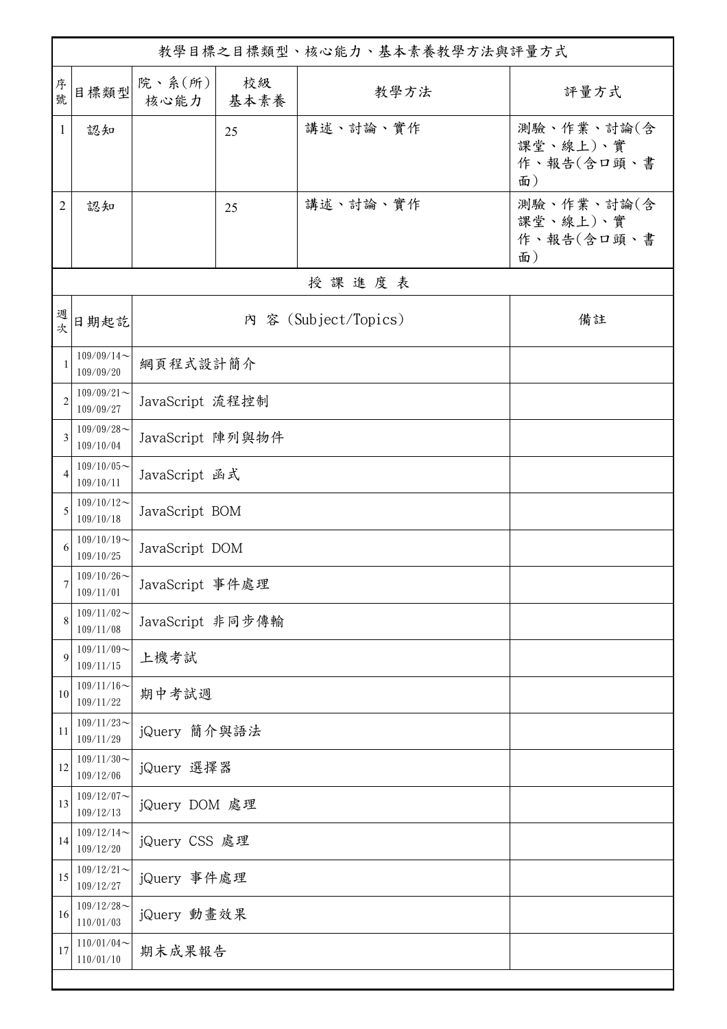| 教學目標之目標類型、核心能力、基本素養教學方法與評量方式 | | | | | |
|---|---|---|---|---|---|
| 序號 | 目標類型 | 院、系(所)核心能力 | 校級基本素養 | 教學方法 | 評量方式 |
| 1 | 認知 | | 25 | 講述、討論、實作 | 測驗、作業、討論(含課堂、線上)、實作、報告(含口頭、書面) |
| 2 | 認知 | | 25 | 講述、討論、實作 | 測驗、作業、討論(含課堂、線上)、實作、報告(含口頭、書面) |

授 課 進 度 表

| 週次 | 日期起訖 | 內 容 (Subject/Topics) | 備註 |
|---|---|---|---|
| 1 | 109/09/14～109/09/20 | 網頁程式設計簡介 | |
| 2 | 109/09/21～109/09/27 | JavaScript 流程控制 | |
| 3 | 109/09/28～109/10/04 | JavaScript 陣列與物件 | |
| 4 | 109/10/05～109/10/11 | JavaScript 函式 | |
| 5 | 109/10/12～109/10/18 | JavaScript BOM | |
| 6 | 109/10/19～109/10/25 | JavaScript DOM | |
| 7 | 109/10/26～109/11/01 | JavaScript 事件處理 | |
| 8 | 109/11/02～109/11/08 | JavaScript 非同步傳輸 | |
| 9 | 109/11/09～109/11/15 | 上機考試 | |
| 10 | 109/11/16～109/11/22 | 期中考試週 | |
| 11 | 109/11/23～109/11/29 | jQuery 簡介與語法 | |
| 12 | 109/11/30～109/12/06 | jQuery 選擇器 | |
| 13 | 109/12/07～109/12/13 | jQuery DOM 處理 | |
| 14 | 109/12/14～109/12/20 | jQuery CSS 處理 | |
| 15 | 109/12/21～109/12/27 | jQuery 事件處理 | |
| 16 | 109/12/28～110/01/03 | jQuery 動畫效果 | |
| 17 | 110/01/04～110/01/10 | 期末成果報告 | |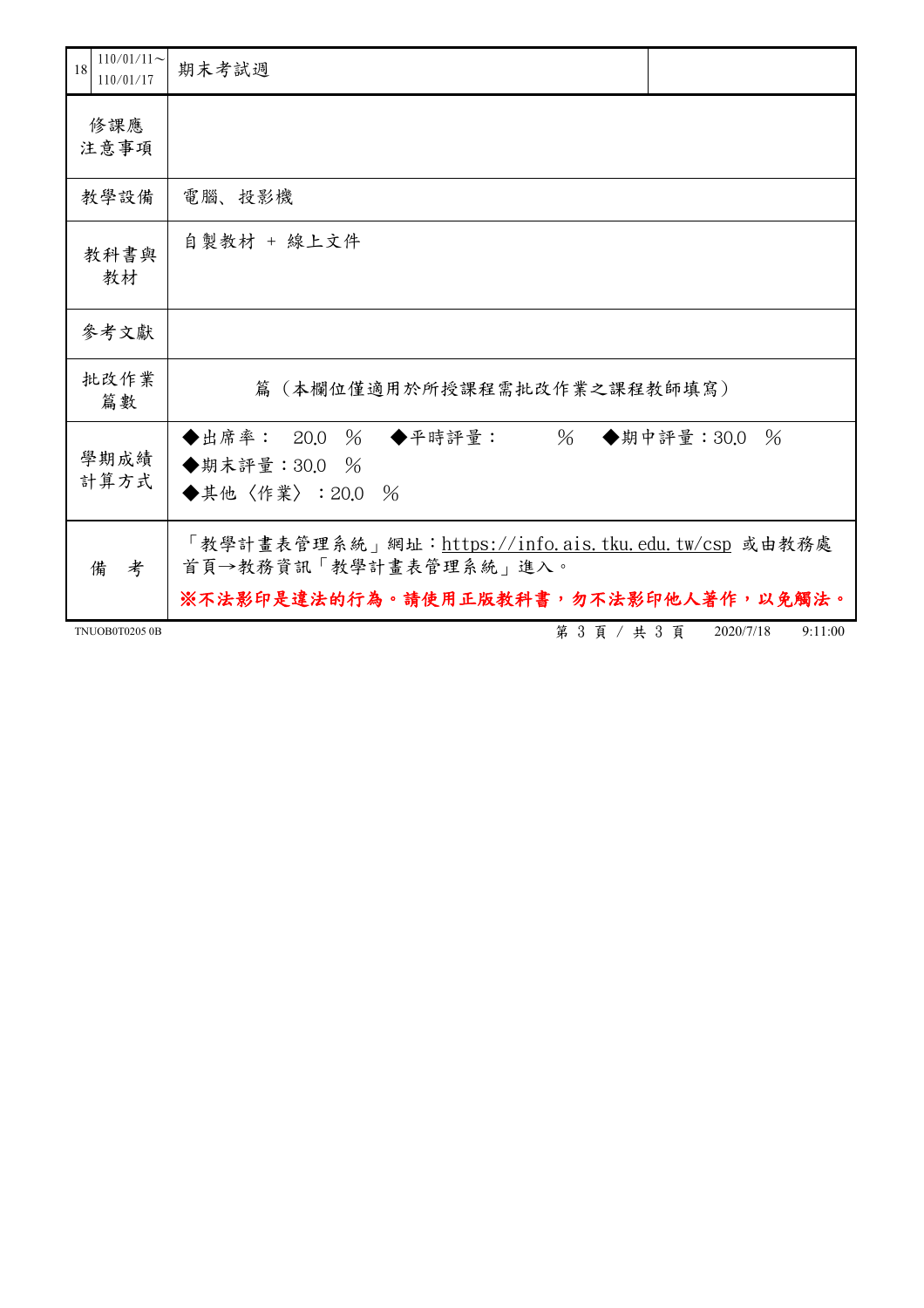| | | | |
|---|---|---|---|
| 18 | 110/01/11～<br>110/01/17 | 期末考試週 | |
| 修課應<br>注意事項 | | | |
| 教學設備 | 電腦、投影機 | | |
| 教科書與<br>教材 | 自製教材 + 線上文件 | | |
| 參考文獻 | | | |
| 批改作業<br>篇數 | 篇（本欄位僅適用於所授課程需批改作業之課程教師填寫） | | |
| 學期成績<br>計算方式 | ◆出席率： 20.0 ％ ◆平時評量： ％ ◆期中評量：30.0 ％<br>◆期末評量：30.0 ％<br>◆其他〈作業〉：20.0 ％ | | |
| 備　考 | 「教學計畫表管理系統」網址：https://info.ais.tku.edu.tw/csp 或由教務處首頁→教務資訊「教學計畫表管理系統」進入。<br>**※不法影印是違法的行為。請使用正版教科書，勿不法影印他人著作，以免觸法。** | | |

TNUOB0T0205 0B　　2020/7/18　9:11:00